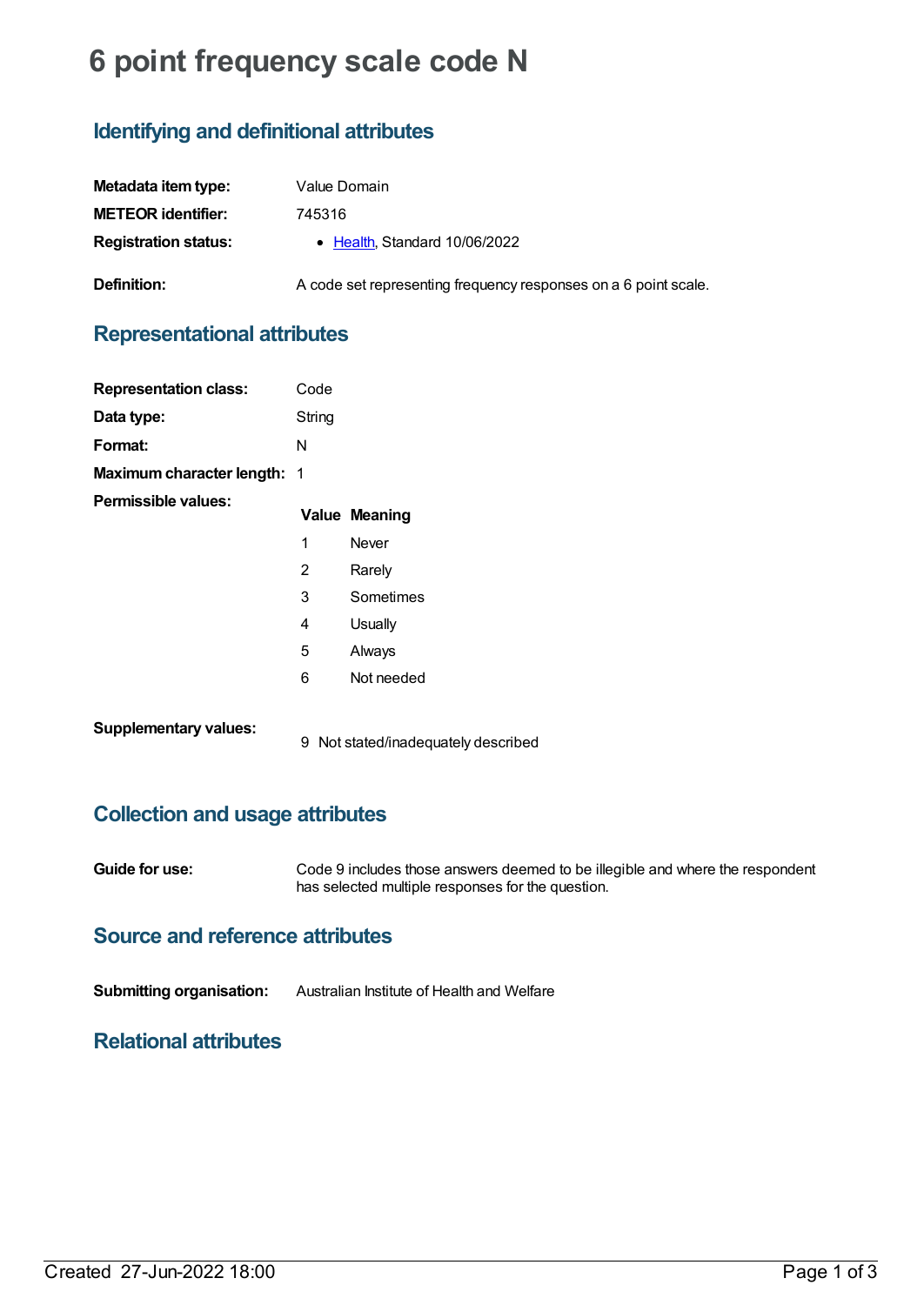# 6 point frequency scale code N

## Identifying and definitional attributes

**Metadata item type:** Value Domain

**METEOR identifier:** 745316

**Registration status:**
- Health, Standard 10/06/2022

**Definition:** A code set representing frequency responses on a 6 point scale.

## Representational attributes

**Representation class:** Code

**Data type:** String

**Format:** N

**Maximum character length:** 1

**Permissible values:**

| Value | Meaning |
|---|---|
| 1 | Never |
| 2 | Rarely |
| 3 | Sometimes |
| 4 | Usually |
| 5 | Always |
| 6 | Not needed |

**Supplementary values:**

| Value | Meaning |
|---|---|
| 9 | Not stated/inadequately described |

## Collection and usage attributes

**Guide for use:** Code 9 includes those answers deemed to be illegible and where the respondent has selected multiple responses for the question.

## Source and reference attributes

**Submitting organisation:** Australian Institute of Health and Welfare

## Relational attributes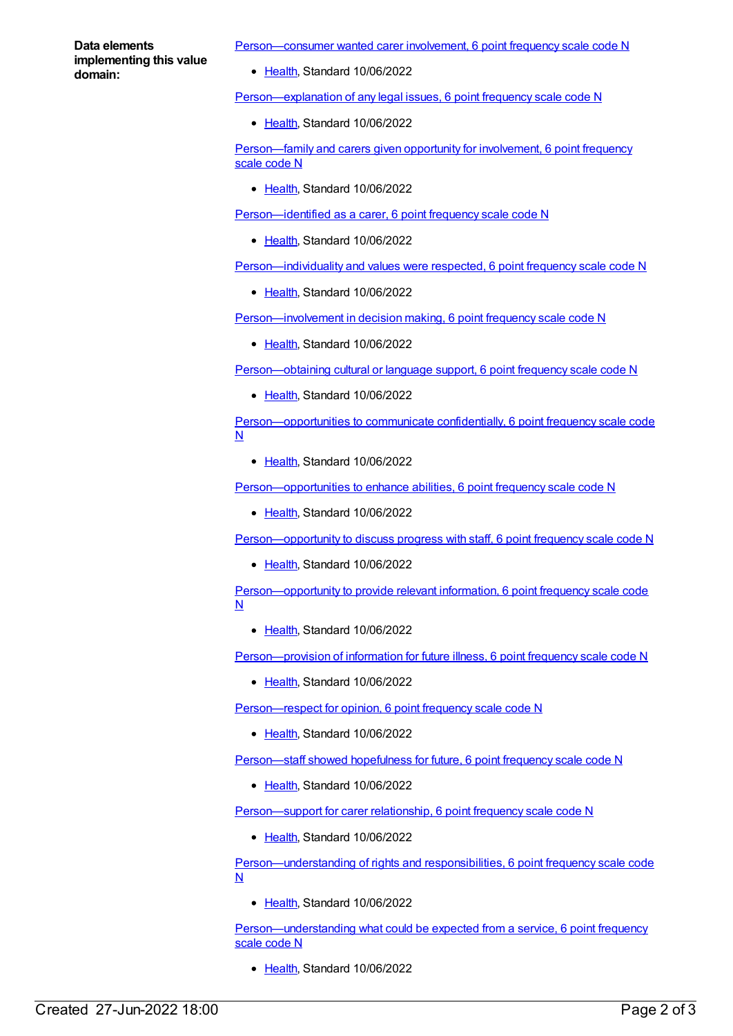**Data elements implementing this value domain:**

Person—consumer wanted carer involvement, 6 point frequency scale code N

- Health, Standard 10/06/2022

Person—explanation of any legal issues, 6 point frequency scale code N

- Health, Standard 10/06/2022

Person—family and carers given opportunity for involvement, 6 point frequency scale code N

- Health, Standard 10/06/2022

Person—identified as a carer, 6 point frequency scale code N

- Health, Standard 10/06/2022

Person—individuality and values were respected, 6 point frequency scale code N

- Health, Standard 10/06/2022

Person—involvement in decision making, 6 point frequency scale code N

- Health, Standard 10/06/2022

Person—obtaining cultural or language support, 6 point frequency scale code N

- Health, Standard 10/06/2022

Person—opportunities to communicate confidentially, 6 point frequency scale code N

- Health, Standard 10/06/2022

Person—opportunities to enhance abilities, 6 point frequency scale code N

- Health, Standard 10/06/2022

Person—opportunity to discuss progress with staff, 6 point frequency scale code N

- Health, Standard 10/06/2022

Person—opportunity to provide relevant information, 6 point frequency scale code N

- Health, Standard 10/06/2022

Person—provision of information for future illness, 6 point frequency scale code N

- Health, Standard 10/06/2022

Person—respect for opinion, 6 point frequency scale code N

- Health, Standard 10/06/2022

Person—staff showed hopefulness for future, 6 point frequency scale code N

- Health, Standard 10/06/2022

Person—support for carer relationship, 6 point frequency scale code N

- Health, Standard 10/06/2022

Person—understanding of rights and responsibilities, 6 point frequency scale code N

- Health, Standard 10/06/2022

Person—understanding what could be expected from a service, 6 point frequency scale code N

- Health, Standard 10/06/2022